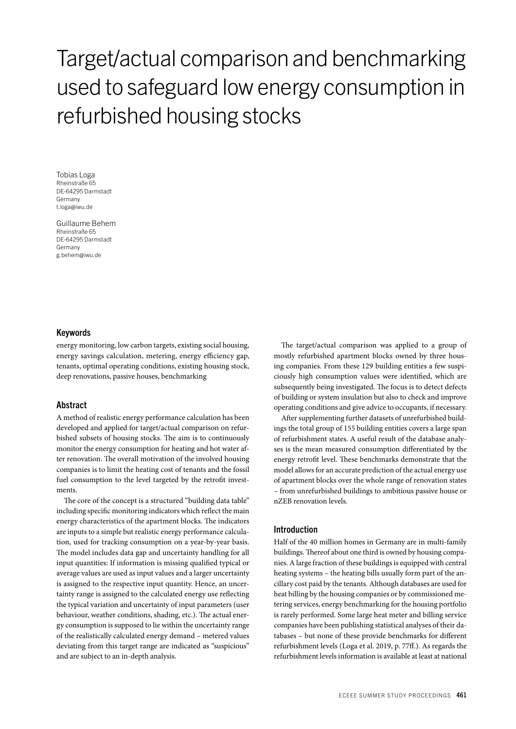# Target/actual comparison and benchmarking used to safeguard low energy consumption in refurbished housing stocks

Tobias Loga
Rheinstraße 65
DE-64295 Darmstadt
Germany
t.loga@iwu.de

Guillaume Behem
Rheinstraße 65
DE-64295 Darmstadt
Germany
g.behem@iwu.de

## Keywords

energy monitoring, low carbon targets, existing social housing, energy savings calculation, metering, energy efficiency gap, tenants, optimal operating conditions, existing housing stock, deep renovations, passive houses, benchmarking

## Abstract

A method of realistic energy performance calculation has been developed and applied for target/actual comparison on refurbished subsets of housing stocks. The aim is to continuously monitor the energy consumption for heating and hot water after renovation. The overall motivation of the involved housing companies is to limit the heating cost of tenants and the fossil fuel consumption to the level targeted by the retrofit investments.

The core of the concept is a structured "building data table" including specific monitoring indicators which reflect the main energy characteristics of the apartment blocks. The indicators are inputs to a simple but realistic energy performance calculation, used for tracking consumption on a year-by-year basis. The model includes data gap and uncertainty handling for all input quantities: If information is missing qualified typical or average values are used as input values and a larger uncertainty is assigned to the respective input quantity. Hence, an uncertainty range is assigned to the calculated energy use reflecting the typical variation and uncertainty of input parameters (user behaviour, weather conditions, shading, etc.). The actual energy consumption is supposed to lie within the uncertainty range of the realistically calculated energy demand – metered values deviating from this target range are indicated as "suspicious" and are subject to an in-depth analysis.

The target/actual comparison was applied to a group of mostly refurbished apartment blocks owned by three housing companies. From these 129 building entities a few suspiciously high consumption values were identified, which are subsequently being investigated. The focus is to detect defects of building or system insulation but also to check and improve operating conditions and give advice to occupants, if necessary.

After supplementing further datasets of unrefurbished buildings the total group of 155 building entities covers a large span of refurbishment states. A useful result of the database analyses is the mean measured consumption differentiated by the energy retrofit level. These benchmarks demonstrate that the model allows for an accurate prediction of the actual energy use of apartment blocks over the whole range of renovation states – from unrefurbished buildings to ambitious passive house or nZEB renovation levels.

## Introduction

Half of the 40 million homes in Germany are in multi-family buildings. Thereof about one third is owned by housing companies. A large fraction of these buildings is equipped with central heating systems – the heating bills usually form part of the ancillary cost paid by the tenants. Although databases are used for heat billing by the housing companies or by commissioned metering services, energy benchmarking for the housing portfolio is rarely performed. Some large heat meter and billing service companies have been publishing statistical analyses of their databases – but none of these provide benchmarks for different refurbishment levels (Loga et al. 2019, p. 77ff.). As regards the refurbishment levels information is available at least at national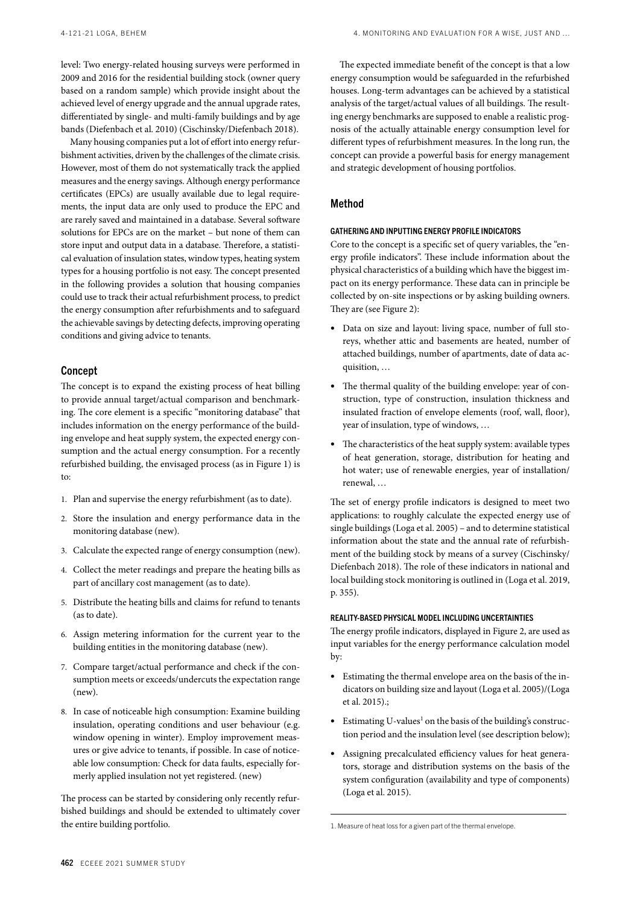level: Two energy-related housing surveys were performed in 2009 and 2016 for the residential building stock (owner query based on a random sample) which provide insight about the achieved level of energy upgrade and the annual upgrade rates, differentiated by single- and multi-family buildings and by age bands (Diefenbach et al. 2010) (Cischinsky/Diefenbach 2018).

Many housing companies put a lot of effort into energy refurbishment activities, driven by the challenges of the climate crisis. However, most of them do not systematically track the applied measures and the energy savings. Although energy performance certificates (EPCs) are usually available due to legal requirements, the input data are only used to produce the EPC and are rarely saved and maintained in a database. Several software solutions for EPCs are on the market – but none of them can store input and output data in a database. Therefore, a statistical evaluation of insulation states, window types, heating system types for a housing portfolio is not easy. The concept presented in the following provides a solution that housing companies could use to track their actual refurbishment process, to predict the energy consumption after refurbishments and to safeguard the achievable savings by detecting defects, improving operating conditions and giving advice to tenants.

## Concept

The concept is to expand the existing process of heat billing to provide annual target/actual comparison and benchmarking. The core element is a specific "monitoring database" that includes information on the energy performance of the building envelope and heat supply system, the expected energy consumption and the actual energy consumption. For a recently refurbished building, the envisaged process (as in Figure 1) is to:

1. Plan and supervise the energy refurbishment (as to date).
2. Store the insulation and energy performance data in the monitoring database (new).
3. Calculate the expected range of energy consumption (new).
4. Collect the meter readings and prepare the heating bills as part of ancillary cost management (as to date).
5. Distribute the heating bills and claims for refund to tenants (as to date).
6. Assign metering information for the current year to the building entities in the monitoring database (new).
7. Compare target/actual performance and check if the consumption meets or exceeds/undercuts the expectation range (new).
8. In case of noticeable high consumption: Examine building insulation, operating conditions and user behaviour (e.g. window opening in winter). Employ improvement measures or give advice to tenants, if possible. In case of noticeable low consumption: Check for data faults, especially for formerly applied insulation not yet registered. (new)

The process can be started by considering only recently refurbished buildings and should be extended to ultimately cover the entire building portfolio.

The expected immediate benefit of the concept is that a low energy consumption would be safeguarded in the refurbished houses. Long-term advantages can be achieved by a statistical analysis of the target/actual values of all buildings. The resulting energy benchmarks are supposed to enable a realistic prognosis of the actually attainable energy consumption level for different types of refurbishment measures. In the long run, the concept can provide a powerful basis for energy management and strategic development of housing portfolios.

## Method

### GATHERING AND INPUTTING ENERGY PROFILE INDICATORS

Core to the concept is a specific set of query variables, the "energy profile indicators". These include information about the physical characteristics of a building which have the biggest impact on its energy performance. These data can in principle be collected by on-site inspections or by asking building owners. They are (see Figure 2):

- Data on size and layout: living space, number of full storeys, whether attic and basements are heated, number of attached buildings, number of apartments, date of data acquisition, …
- The thermal quality of the building envelope: year of construction, type of construction, insulation thickness and insulated fraction of envelope elements (roof, wall, floor), year of insulation, type of windows, …
- The characteristics of the heat supply system: available types of heat generation, storage, distribution for heating and hot water; use of renewable energies, year of installation/renewal, …

The set of energy profile indicators is designed to meet two applications: to roughly calculate the expected energy use of single buildings (Loga et al. 2005) – and to determine statistical information about the state and the annual rate of refurbishment of the building stock by means of a survey (Cischinsky/Diefenbach 2018). The role of these indicators in national and local building stock monitoring is outlined in (Loga et al. 2019, p. 355).

### REALITY-BASED PHYSICAL MODEL INCLUDING UNCERTAINTIES

The energy profile indicators, displayed in Figure 2, are used as input variables for the energy performance calculation model by:

- Estimating the thermal envelope area on the basis of the indicators on building size and layout (Loga et al. 2005)/(Loga et al. 2015).;
- Estimating U-values[1] on the basis of the building's construction period and the insulation level (see description below);
- Assigning precalculated efficiency values for heat generators, storage and distribution systems on the basis of the system configuration (availability and type of components) (Loga et al. 2015).

1. Measure of heat loss for a given part of the thermal envelope.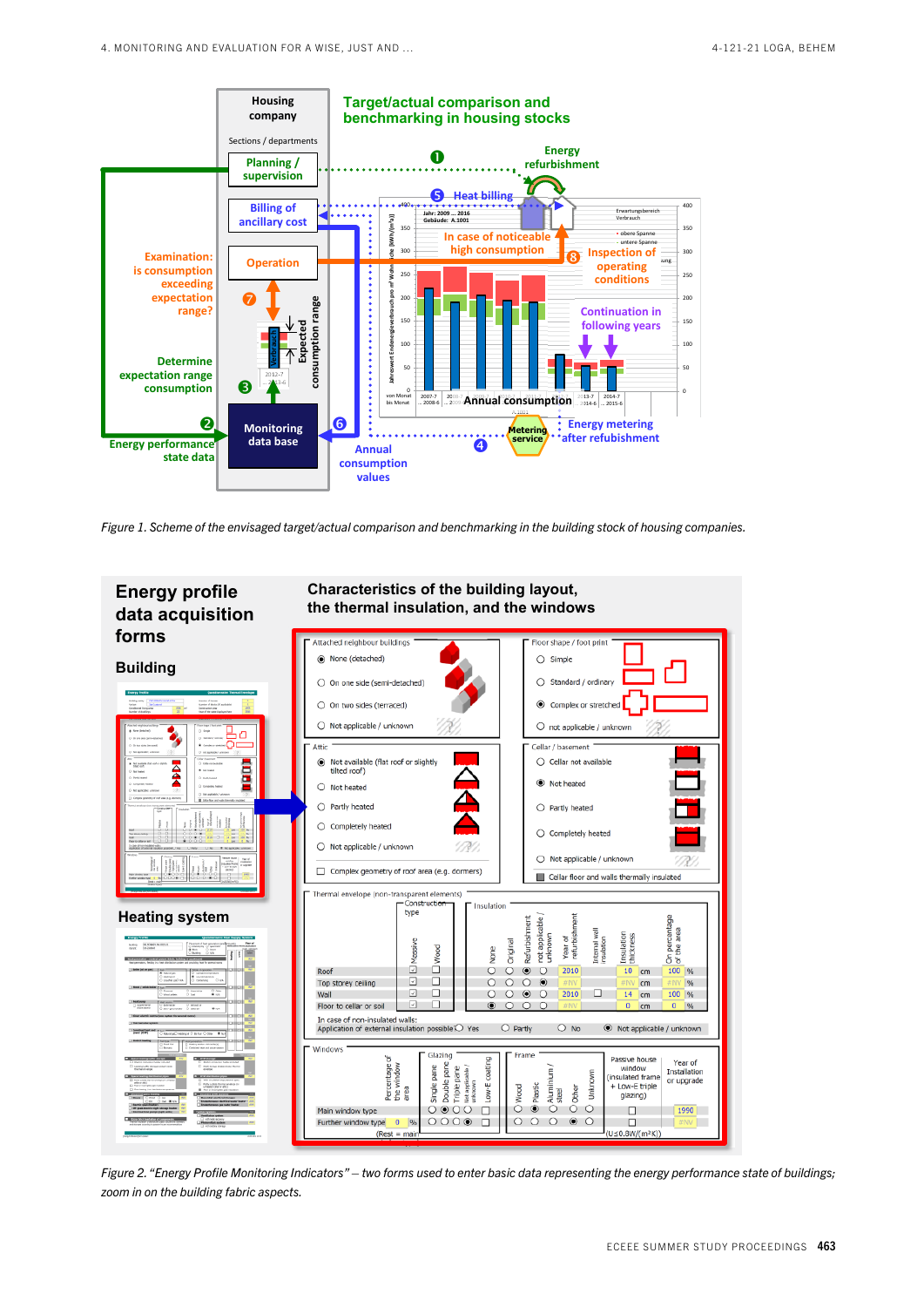*Figure 1. Scheme of the envisaged target/actual comparison and benchmarking in the building stock of housing companies.*

*Figure 2. "Energy Profile Monitoring Indicators" – two forms used to enter basic data representing the energy performance state of buildings; zoom in on the building fabric aspects.*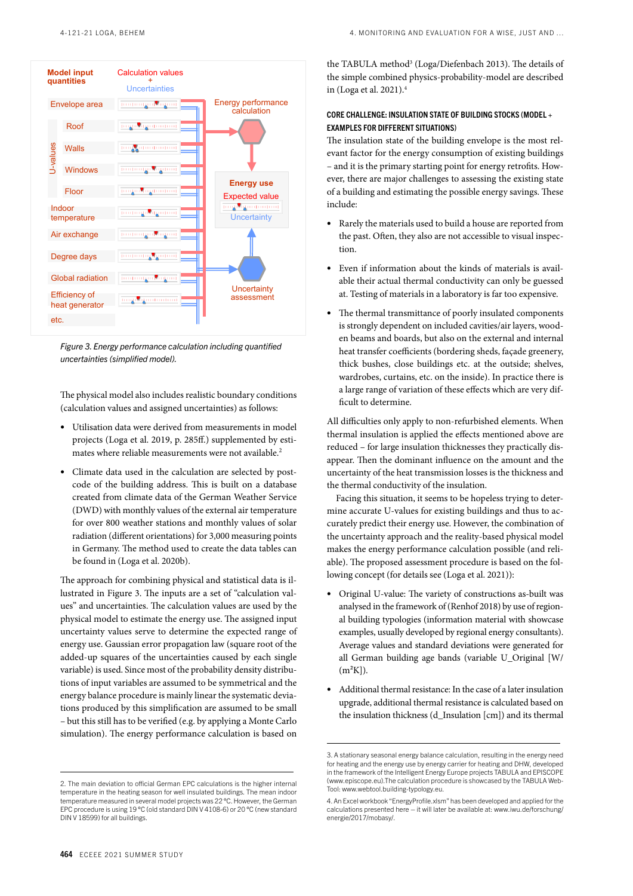Figure 3. Energy performance calculation including quantified uncertainties (simplified model).

The physical model also includes realistic boundary conditions (calculation values and assigned uncertainties) as follows:

- Utilisation data were derived from measurements in model projects (Loga et al. 2019, p. 285ff.) supplemented by estimates where reliable measurements were not available.[2]
- Climate data used in the calculation are selected by postcode of the building address. This is built on a database created from climate data of the German Weather Service (DWD) with monthly values of the external air temperature for over 800 weather stations and monthly values of solar radiation (different orientations) for 3,000 measuring points in Germany. The method used to create the data tables can be found in (Loga et al. 2020b).

The approach for combining physical and statistical data is illustrated in Figure 3. The inputs are a set of "calculation values" and uncertainties. The calculation values are used by the physical model to estimate the energy use. The assigned input uncertainty values serve to determine the expected range of energy use. Gaussian error propagation law (square root of the added-up squares of the uncertainties caused by each single variable) is used. Since most of the probability density distributions of input variables are assumed to be symmetrical and the energy balance procedure is mainly linear the systematic deviations produced by this simplification are assumed to be small – but this still has to be verified (e.g. by applying a Monte Carlo simulation). The energy performance calculation is based on the TABULA method[3] (Loga/Diefenbach 2013). The details of the simple combined physics-probability-model are described in (Loga et al. 2021).[4]

### CORE CHALLENGE: INSULATION STATE OF BUILDING STOCKS (MODEL + EXAMPLES FOR DIFFERENT SITUATIONS)

The insulation state of the building envelope is the most relevant factor for the energy consumption of existing buildings – and it is the primary starting point for energy retrofits. However, there are major challenges to assessing the existing state of a building and estimating the possible energy savings. These include:

- Rarely the materials used to build a house are reported from the past. Often, they also are not accessible to visual inspection.
- Even if information about the kinds of materials is available their actual thermal conductivity can only be guessed at. Testing of materials in a laboratory is far too expensive.
- The thermal transmittance of poorly insulated components is strongly dependent on included cavities/air layers, wooden beams and boards, but also on the external and internal heat transfer coefficients (bordering sheds, façade greenery, thick bushes, close buildings etc. at the outside; shelves, wardrobes, curtains, etc. on the inside). In practice there is a large range of variation of these effects which are very difficult to determine.

All difficulties only apply to non-refurbished elements. When thermal insulation is applied the effects mentioned above are reduced – for large insulation thicknesses they practically disappear. Then the dominant influence on the amount and the uncertainty of the heat transmission losses is the thickness and the thermal conductivity of the insulation.

Facing this situation, it seems to be hopeless trying to determine accurate U-values for existing buildings and thus to accurately predict their energy use. However, the combination of the uncertainty approach and the reality-based physical model makes the energy performance calculation possible (and reliable). The proposed assessment procedure is based on the following concept (for details see (Loga et al. 2021)):

- Original U-value: The variety of constructions as-built was analysed in the framework of (Renhof 2018) by use of regional building typologies (information material with showcase examples, usually developed by regional energy consultants). Average values and standard deviations were generated for all German building age bands (variable U_Original [W/(m²K)]).
- Additional thermal resistance: In the case of a later insulation upgrade, additional thermal resistance is calculated based on the insulation thickness (d_Insulation [cm]) and its thermal

2. The main deviation to official German EPC calculations is the higher internal temperature in the heating season for well insulated buildings. The mean indoor temperature measured in several model projects was 22 °C. However, the German EPC procedure is using 19 °C (old standard DIN V 4108-6) or 20 °C (new standard DIN V 18599) for all buildings.

3. A stationary seasonal energy balance calculation, resulting in the energy need for heating and the energy use by energy carrier for heating and DHW, developed in the framework of the Intelligent Energy Europe projects TABULA and EPISCOPE (www.episcope.eu).The calculation procedure is showcased by the TABULA Web-Tool: www.webtool.building-typology.eu.

4. An Excel workbook "EnergyProfile.xlsm" has been developed and applied for the calculations presented here – it will later be available at: www.iwu.de/forschung/energie/2017/mobasy/.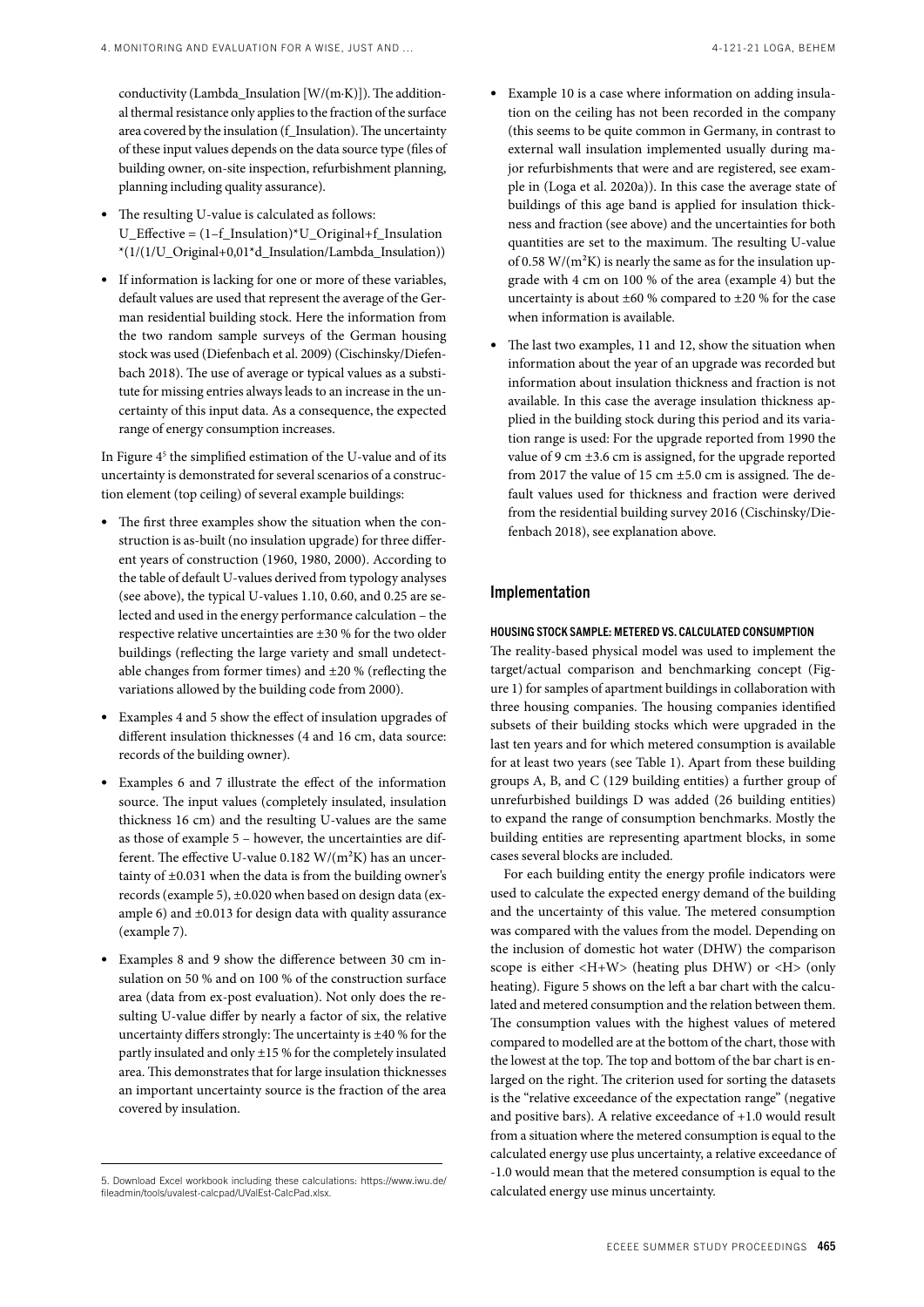conductivity (Lambda_Insulation [W/(m·K)]). The additional thermal resistance only applies to the fraction of the surface area covered by the insulation (f_Insulation). The uncertainty of these input values depends on the data source type (files of building owner, on-site inspection, refurbishment planning, planning including quality assurance).

- The resulting U-value is calculated as follows: U_Effective = (1–f_Insulation)*U_Original+f_Insulation *(1/(1/U_Original+0,01*d_Insulation/Lambda_Insulation))
- If information is lacking for one or more of these variables, default values are used that represent the average of the German residential building stock. Here the information from the two random sample surveys of the German housing stock was used (Diefenbach et al. 2009) (Cischinsky/Diefenbach 2018). The use of average or typical values as a substitute for missing entries always leads to an increase in the uncertainty of this input data. As a consequence, the expected range of energy consumption increases.

In Figure 4[5] the simplified estimation of the U-value and of its uncertainty is demonstrated for several scenarios of a construction element (top ceiling) of several example buildings:

- The first three examples show the situation when the construction is as-built (no insulation upgrade) for three different years of construction (1960, 1980, 2000). According to the table of default U-values derived from typology analyses (see above), the typical U-values 1.10, 0.60, and 0.25 are selected and used in the energy performance calculation – the respective relative uncertainties are ±30 % for the two older buildings (reflecting the large variety and small undetectable changes from former times) and ±20 % (reflecting the variations allowed by the building code from 2000).
- Examples 4 and 5 show the effect of insulation upgrades of different insulation thicknesses (4 and 16 cm, data source: records of the building owner).
- Examples 6 and 7 illustrate the effect of the information source. The input values (completely insulated, insulation thickness 16 cm) and the resulting U-values are the same as those of example 5 – however, the uncertainties are different. The effective U-value 0.182 W/(m²K) has an uncertainty of ±0.031 when the data is from the building owner's records (example 5), ±0.020 when based on design data (example 6) and ±0.013 for design data with quality assurance (example 7).
- Examples 8 and 9 show the difference between 30 cm insulation on 50 % and on 100 % of the construction surface area (data from ex-post evaluation). Not only does the resulting U-value differ by nearly a factor of six, the relative uncertainty differs strongly: The uncertainty is ±40 % for the partly insulated and only ±15 % for the completely insulated area. This demonstrates that for large insulation thicknesses an important uncertainty source is the fraction of the area covered by insulation.
- Example 10 is a case where information on adding insulation on the ceiling has not been recorded in the company (this seems to be quite common in Germany, in contrast to external wall insulation implemented usually during major refurbishments that were and are registered, see example in (Loga et al. 2020a)). In this case the average state of buildings of this age band is applied for insulation thickness and fraction (see above) and the uncertainties for both quantities are set to the maximum. The resulting U-value of 0.58 W/(m²K) is nearly the same as for the insulation upgrade with 4 cm on 100 % of the area (example 4) but the uncertainty is about ±60 % compared to ±20 % for the case when information is available.
- The last two examples, 11 and 12, show the situation when information about the year of an upgrade was recorded but information about insulation thickness and fraction is not available. In this case the average insulation thickness applied in the building stock during this period and its variation range is used: For the upgrade reported from 1990 the value of 9 cm ±3.6 cm is assigned, for the upgrade reported from 2017 the value of 15 cm ±5.0 cm is assigned. The default values used for thickness and fraction were derived from the residential building survey 2016 (Cischinsky/Diefenbach 2018), see explanation above.

## Implementation

### HOUSING STOCK SAMPLE: METERED VS. CALCULATED CONSUMPTION

The reality-based physical model was used to implement the target/actual comparison and benchmarking concept (Figure 1) for samples of apartment buildings in collaboration with three housing companies. The housing companies identified subsets of their building stocks which were upgraded in the last ten years and for which metered consumption is available for at least two years (see Table 1). Apart from these building groups A, B, and C (129 building entities) a further group of unrefurbished buildings D was added (26 building entities) to expand the range of consumption benchmarks. Mostly the building entities are representing apartment blocks, in some cases several blocks are included.

For each building entity the energy profile indicators were used to calculate the expected energy demand of the building and the uncertainty of this value. The metered consumption was compared with the values from the model. Depending on the inclusion of domestic hot water (DHW) the comparison scope is either <H+W> (heating plus DHW) or <H> (only heating). Figure 5 shows on the left a bar chart with the calculated and metered consumption and the relation between them. The consumption values with the highest values of metered compared to modelled are at the bottom of the chart, those with the lowest at the top. The top and bottom of the bar chart is enlarged on the right. The criterion used for sorting the datasets is the "relative exceedance of the expectation range" (negative and positive bars). A relative exceedance of +1.0 would result from a situation where the metered consumption is equal to the calculated energy use plus uncertainty, a relative exceedance of -1.0 would mean that the metered consumption is equal to the calculated energy use minus uncertainty.

5. Download Excel workbook including these calculations: https://www.iwu.de/fileadmin/tools/uvalest-calcpad/UValEst-CalcPad.xlsx.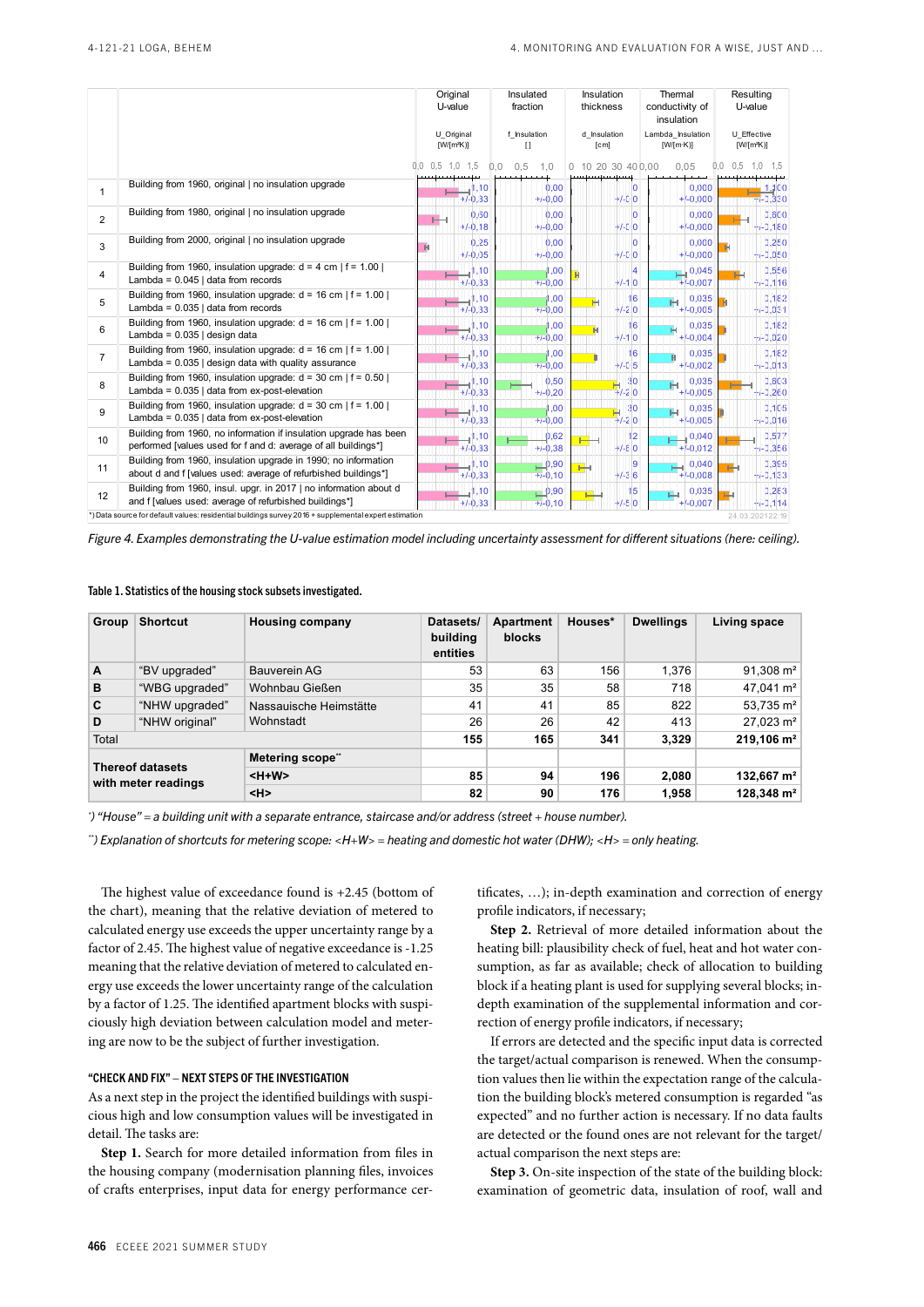| | | Original U-value | Insulated fraction | Insulation thickness | Thermal conductivity of insulation | Resulting U-value |
|---|---|---|---|---|---|---|
| | | U_Original [W/(m²K)] | f_Insulation [] | d_Insulation [cm] | Lambda_Insulation [W/(m·K)] | U_Effective [W/(m²K)] |
| 1 | Building from 1960, original \| no insulation upgrade | 1,10 +/-0,33 | 0,00 +/-0,00 | 0 +/-0 | 0,000 +/-0,000 | 1,100 +/-0,330 |
| 2 | Building from 1980, original \| no insulation upgrade | 0,60 +/-0,18 | 0,00 +/-0,00 | 0 +/-0 | 0,000 +/-0,000 | 0,600 +/-0,180 |
| 3 | Building from 2000, original \| no insulation upgrade | 0,25 +/-0,05 | 0,00 +/-0,00 | 0 +/-0 | 0,000 +/-0,000 | 0,250 +/-0,050 |
| 4 | Building from 1960, insulation upgrade: d = 4 cm \| f = 1.00 \| Lambda = 0.045 \| data from records | 1,10 +/-0,33 | 1,00 +/-0,00 | 4 +/-1 0 | 0,045 +/-0,007 | 0,556 +/-0,116 |
| 5 | Building from 1960, insulation upgrade: d = 16 cm \| f = 1.00 \| Lambda = 0.035 \| data from records | 1,10 +/-0,33 | 1,00 +/-0,00 | 16 +/-2 0 | 0,035 +/-0,005 | 0,182 +/-0,031 |
| 6 | Building from 1960, insulation upgrade: d = 16 cm \| f = 1.00 \| Lambda = 0.035 \| design data | 1,10 +/-0,33 | 1,00 +/-0,00 | 16 +/-1 0 | 0,035 +/-0,004 | 0,182 +/-0,020 |
| 7 | Building from 1960, insulation upgrade: d = 16 cm \| f = 1.00 \| Lambda = 0.035 \| design data with quality assurance | 1,10 +/-0,33 | 1,00 +/-0,00 | 16 +/-0 5 | 0,035 +/-0,002 | 0,182 +/-0,013 |
| 8 | Building from 1960, insulation upgrade: d = 30 cm \| f = 0.50 \| Lambda = 0.035 \| data from ex-post-elevation | 1,10 +/-0,33 | 0,50 +/-0,20 | 30 +/-2 0 | 0,035 +/-0,005 | 0,603 +/-0,260 |
| 9 | Building from 1960, insulation upgrade: d = 30 cm \| f = 1.00 \| Lambda = 0.035 \| data from ex-post-elevation | 1,10 +/-0,33 | 1,00 +/-0,00 | 30 +/-2 0 | 0,035 +/-0,005 | 0,105 +/-0,016 |
| 10 | Building from 1960, no information if insulation upgrade has been performed [values used for f and d: average of all buildings*] | 1,10 +/-0,33 | 0,62 +/-0,38 | 12 +/-8 0 | 0,040 +/-0,012 | 0,577 +/-0,356 |
| 11 | Building from 1960, insulation upgrade in 1990; no information about d and f [values used: average of refurbished buildings*] | 1,10 +/-0,33 | 0,90 +/-0,10 | 9 +/-3 6 | 0,040 +/-0,008 | 0,395 +/-0,133 |
| 12 | Building from 1960, insul. upgr. in 2017 \| no information about d and f [values used: average of refurbished buildings*] | 1,10 +/-0,33 | 0,90 +/-0,10 | 15 +/-5 0 | 0,035 +/-0,007 | 0,283 +/-0,114 |

*) Data source for default values: residential buildings survey 2016 + supplemental expert estimation

*Figure 4. Examples demonstrating the U-value estimation model including uncertainty assessment for different situations (here: ceiling).*

**Table 1. Statistics of the housing stock subsets investigated.**

| Group | Shortcut | Housing company | Datasets/ building entities | Apartment blocks | Houses* | Dwellings | Living space |
|---|---|---|---|---|---|---|---|
| **A** | "BV upgraded" | Bauverein AG | 53 | 63 | 156 | 1,376 | 91,308 m² |
| **B** | "WBG upgraded" | Wohnbau Gießen | 35 | 35 | 58 | 718 | 47,041 m² |
| **C** | "NHW upgraded" | Nassauische Heimstätte Wohnstadt | 41 | 41 | 85 | 822 | 53,735 m² |
| **D** | "NHW original" | | 26 | 26 | 42 | 413 | 27,023 m² |
| Total | | | **155** | **165** | **341** | **3,329** | **219,106 m²** |
| **Thereof datasets with meter readings** | | **Metering scope**** | | | | | |
| | | **<H+W>** | **85** | **94** | **196** | **2,080** | **132,667 m²** |
| | | **<H>** | **82** | **90** | **176** | **1,958** | **128,348 m²** |

*\*) "House" = a building unit with a separate entrance, staircase and/or address (street + house number).*

*\*\*) Explanation of shortcuts for metering scope: <H+W> = heating and domestic hot water (DHW); <H> = only heating.*

The highest value of exceedance found is +2.45 (bottom of the chart), meaning that the relative deviation of metered to calculated energy use exceeds the upper uncertainty range by a factor of 2.45. The highest value of negative exceedance is -1.25 meaning that the relative deviation of metered to calculated energy use exceeds the lower uncertainty range of the calculation by a factor of 1.25. The identified apartment blocks with suspiciously high deviation between calculation model and metering are now to be the subject of further investigation.

### "CHECK AND FIX" – NEXT STEPS OF THE INVESTIGATION

As a next step in the project the identified buildings with suspicious high and low consumption values will be investigated in detail. The tasks are:

**Step 1.** Search for more detailed information from files in the housing company (modernisation planning files, invoices of crafts enterprises, input data for energy performance certificates, …); in-depth examination and correction of energy profile indicators, if necessary;

**Step 2.** Retrieval of more detailed information about the heating bill: plausibility check of fuel, heat and hot water consumption, as far as available; check of allocation to building block if a heating plant is used for supplying several blocks; in-depth examination of the supplemental information and correction of energy profile indicators, if necessary;

If errors are detected and the specific input data is corrected the target/actual comparison is renewed. When the consumption values then lie within the expectation range of the calculation the building block's metered consumption is regarded "as expected" and no further action is necessary. If no data faults are detected or the found ones are not relevant for the target/actual comparison the next steps are:

**Step 3.** On-site inspection of the state of the building block: examination of geometric data, insulation of roof, wall and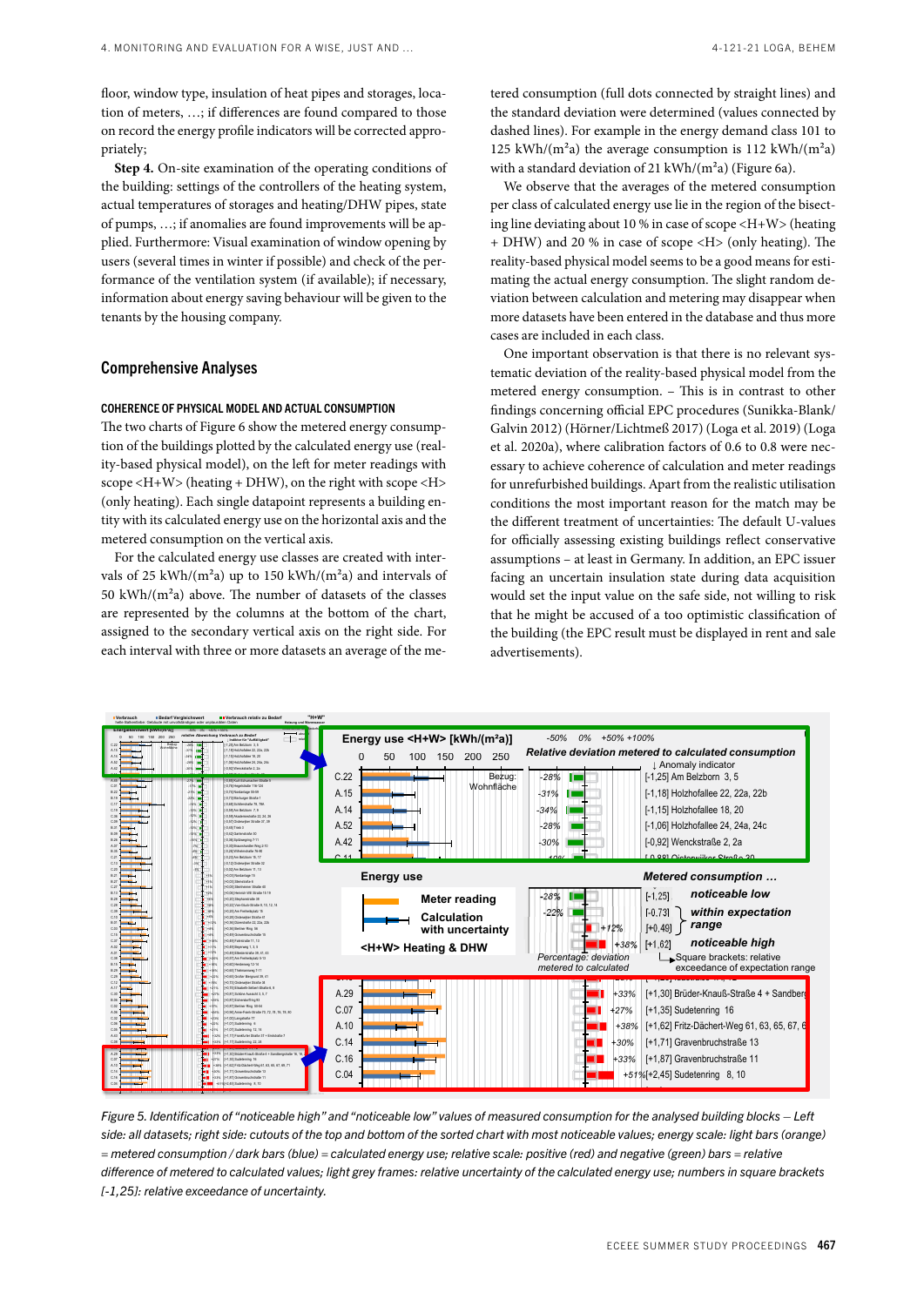floor, window type, insulation of heat pipes and storages, location of meters, …; if differences are found compared to those on record the energy profile indicators will be corrected appropriately;

**Step 4.** On-site examination of the operating conditions of the building: settings of the controllers of the heating system, actual temperatures of storages and heating/DHW pipes, state of pumps, …; if anomalies are found improvements will be applied. Furthermore: Visual examination of window opening by users (several times in winter if possible) and check of the performance of the ventilation system (if available); if necessary, information about energy saving behaviour will be given to the tenants by the housing company.

## Comprehensive Analyses

### COHERENCE OF PHYSICAL MODEL AND ACTUAL CONSUMPTION

The two charts of Figure 6 show the metered energy consumption of the buildings plotted by the calculated energy use (reality-based physical model), on the left for meter readings with scope <H+W> (heating + DHW), on the right with scope <H> (only heating). Each single datapoint represents a building entity with its calculated energy use on the horizontal axis and the metered consumption on the vertical axis.

For the calculated energy use classes are created with intervals of 25 kWh/(m²a) up to 150 kWh/(m²a) and intervals of 50 kWh/(m²a) above. The number of datasets of the classes are represented by the columns at the bottom of the chart, assigned to the secondary vertical axis on the right side. For each interval with three or more datasets an average of the metered consumption (full dots connected by straight lines) and the standard deviation were determined (values connected by dashed lines). For example in the energy demand class 101 to 125 kWh/(m²a) the average consumption is 112 kWh/(m²a) with a standard deviation of 21 kWh/(m²a) (Figure 6a).

We observe that the averages of the metered consumption per class of calculated energy use lie in the region of the bisecting line deviating about 10 % in case of scope <H+W> (heating + DHW) and 20 % in case of scope <H> (only heating). The reality-based physical model seems to be a good means for estimating the actual energy consumption. The slight random deviation between calculation and metering may disappear when more datasets have been entered in the database and thus more cases are included in each class.

One important observation is that there is no relevant systematic deviation of the reality-based physical model from the metered energy consumption. – This is in contrast to other findings concerning official EPC procedures (Sunikka-Blank/Galvin 2012) (Hörner/Lichtmeß 2017) (Loga et al. 2019) (Loga et al. 2020a), where calibration factors of 0.6 to 0.8 were necessary to achieve coherence of calculation and meter readings for unrefurbished buildings. Apart from the realistic utilisation conditions the most important reason for the match may be the different treatment of uncertainties: The default U-values for officially assessing existing buildings reflect conservative assumptions – at least in Germany. In addition, an EPC issuer facing an uncertain insulation state during data acquisition would set the input value on the safe side, not willing to risk that he might be accused of a too optimistic classification of the building (the EPC result must be displayed in rent and sale advertisements).

*Figure 5. Identification of "noticeable high" and "noticeable low" values of measured consumption for the analysed building blocks – Left side: all datasets; right side: cutouts of the top and bottom of the sorted chart with most noticeable values; energy scale: light bars (orange) = metered consumption / dark bars (blue) = calculated energy use; relative scale: positive (red) and negative (green) bars = relative difference of metered to calculated values; light grey frames: relative uncertainty of the calculated energy use; numbers in square brackets [-1,25]: relative exceedance of uncertainty.*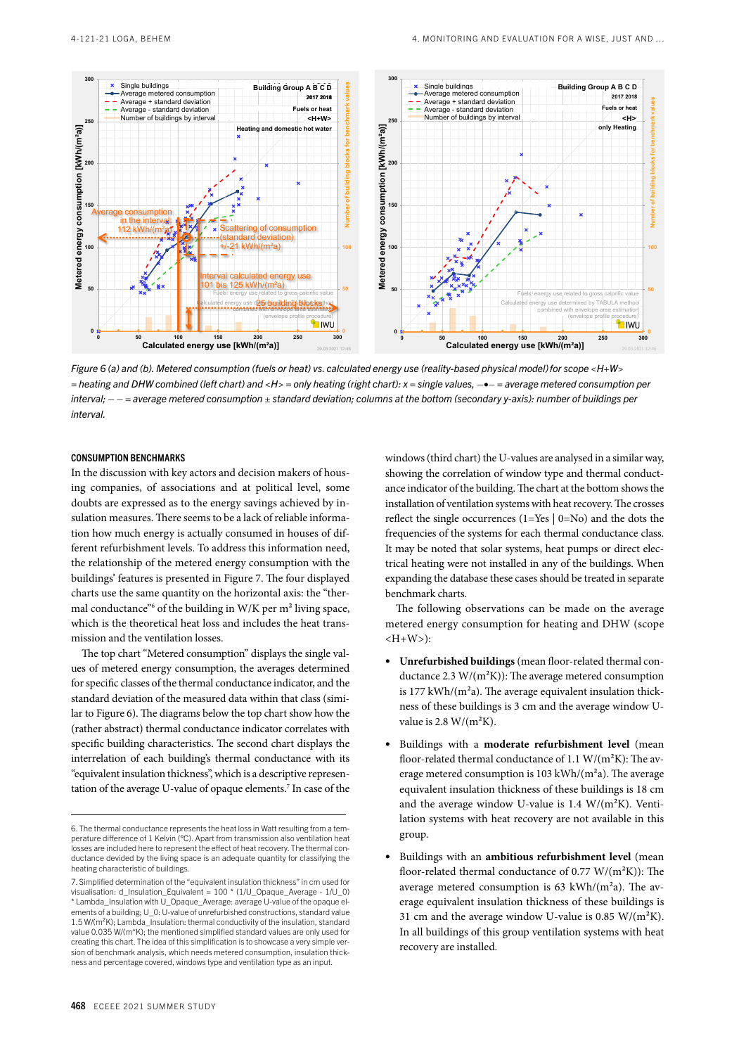Figure 6 (a) and (b). Metered consumption (fuels or heat) vs. calculated energy use (reality-based physical model) for scope <H+W> = heating and DHW combined (left chart) and <H> = only heating (right chart): x = single values, —•— = average metered consumption per interval; – – – = average metered consumption ± standard deviation; columns at the bottom (secondary y-axis): number of buildings per interval.

### CONSUMPTION BENCHMARKS

In the discussion with key actors and decision makers of housing companies, of associations and at political level, some doubts are expressed as to the energy savings achieved by insulation measures. There seems to be a lack of reliable information how much energy is actually consumed in houses of different refurbishment levels. To address this information need, the relationship of the metered energy consumption with the buildings' features is presented in Figure 7. The four displayed charts use the same quantity on the horizontal axis: the "thermal conductance"[6] of the building in W/K per m² living space, which is the theoretical heat loss and includes the heat transmission and the ventilation losses.

The top chart "Metered consumption" displays the single values of metered energy consumption, the averages determined for specific classes of the thermal conductance indicator, and the standard deviation of the measured data within that class (similar to Figure 6). The diagrams below the top chart show how the (rather abstract) thermal conductance indicator correlates with specific building characteristics. The second chart displays the interrelation of each building's thermal conductance with its "equivalent insulation thickness", which is a descriptive representation of the average U-value of opaque elements.[7] In case of the windows (third chart) the U-values are analysed in a similar way, showing the correlation of window type and thermal conductance indicator of the building. The chart at the bottom shows the installation of ventilation systems with heat recovery. The crosses reflect the single occurrences (1=Yes | 0=No) and the dots the frequencies of the systems for each thermal conductance class. It may be noted that solar systems, heat pumps or direct electrical heating were not installed in any of the buildings. When expanding the database these cases should be treated in separate benchmark charts.

The following observations can be made on the average metered energy consumption for heating and DHW (scope <H+W>):

- **Unrefurbished buildings** (mean floor-related thermal conductance 2.3 W/(m²K)): The average metered consumption is 177 kWh/(m²a). The average equivalent insulation thickness of these buildings is 3 cm and the average window U-value is 2.8 W/(m²K).
- Buildings with a **moderate refurbishment level** (mean floor-related thermal conductance of 1.1 W/(m²K): The average metered consumption is 103 kWh/(m²a). The average equivalent insulation thickness of these buildings is 18 cm and the average window U-value is 1.4 W/(m²K). Ventilation systems with heat recovery are not available in this group.
- Buildings with an **ambitious refurbishment level** (mean floor-related thermal conductance of 0.77 W/(m²K)): The average metered consumption is 63 kWh/(m²a). The average equivalent insulation thickness of these buildings is 31 cm and the average window U-value is 0.85 W/(m²K). In all buildings of this group ventilation systems with heat recovery are installed.

---

6. The thermal conductance represents the heat loss in Watt resulting from a temperature difference of 1 Kelvin (°C). Apart from transmission also ventilation heat losses are included here to represent the effect of heat recovery. The thermal conductance devided by the living space is an adequate quantity for classifying the heating characteristic of buildings.

7. Simplified determination of the "equivalent insulation thickness" in cm used for visualisation: d_Insulation_Equivalent = 100 * (1/U_Opaque_Average - 1/U_0) * Lambda_Insulation with U_Opaque_Average: average U-value of the opaque elements of a building; U_0: U-value of unrefurbished constructions, standard value 1.5 W/(m²K); Lambda_Insulation: thermal conductivity of the insulation, standard value 0.035 W/(m*K); the mentioned simplified standard values are only used for creating this chart. The idea of this simplification is to showcase a very simple version of benchmark analysis, which needs metered consumption, insulation thickness and percentage covered, windows type and ventilation type as an input.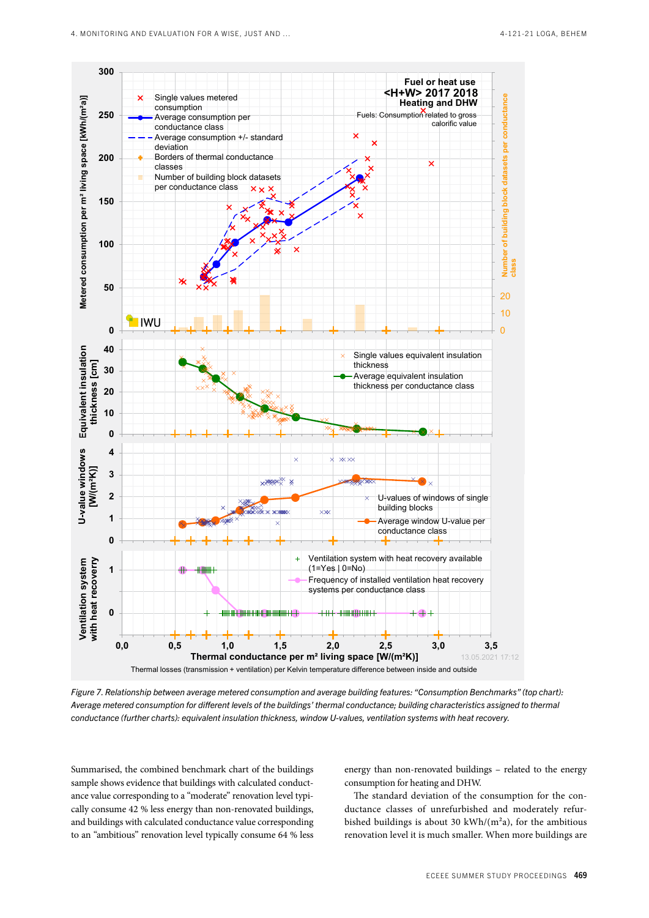*Figure 7. Relationship between average metered consumption and average building features: "Consumption Benchmarks" (top chart): Average metered consumption for different levels of the buildings' thermal conductance; building characteristics assigned to thermal conductance (further charts): equivalent insulation thickness, window U-values, ventilation systems with heat recovery.*

Summarised, the combined benchmark chart of the buildings sample shows evidence that buildings with calculated conductance value corresponding to a "moderate" renovation level typically consume 42 % less energy than non-renovated buildings, and buildings with calculated conductance value corresponding to an "ambitious" renovation level typically consume 64 % less energy than non-renovated buildings – related to the energy consumption for heating and DHW.

The standard deviation of the consumption for the conductance classes of unrefurbished and moderately refurbished buildings is about 30 kWh/(m²a), for the ambitious renovation level it is much smaller. When more buildings are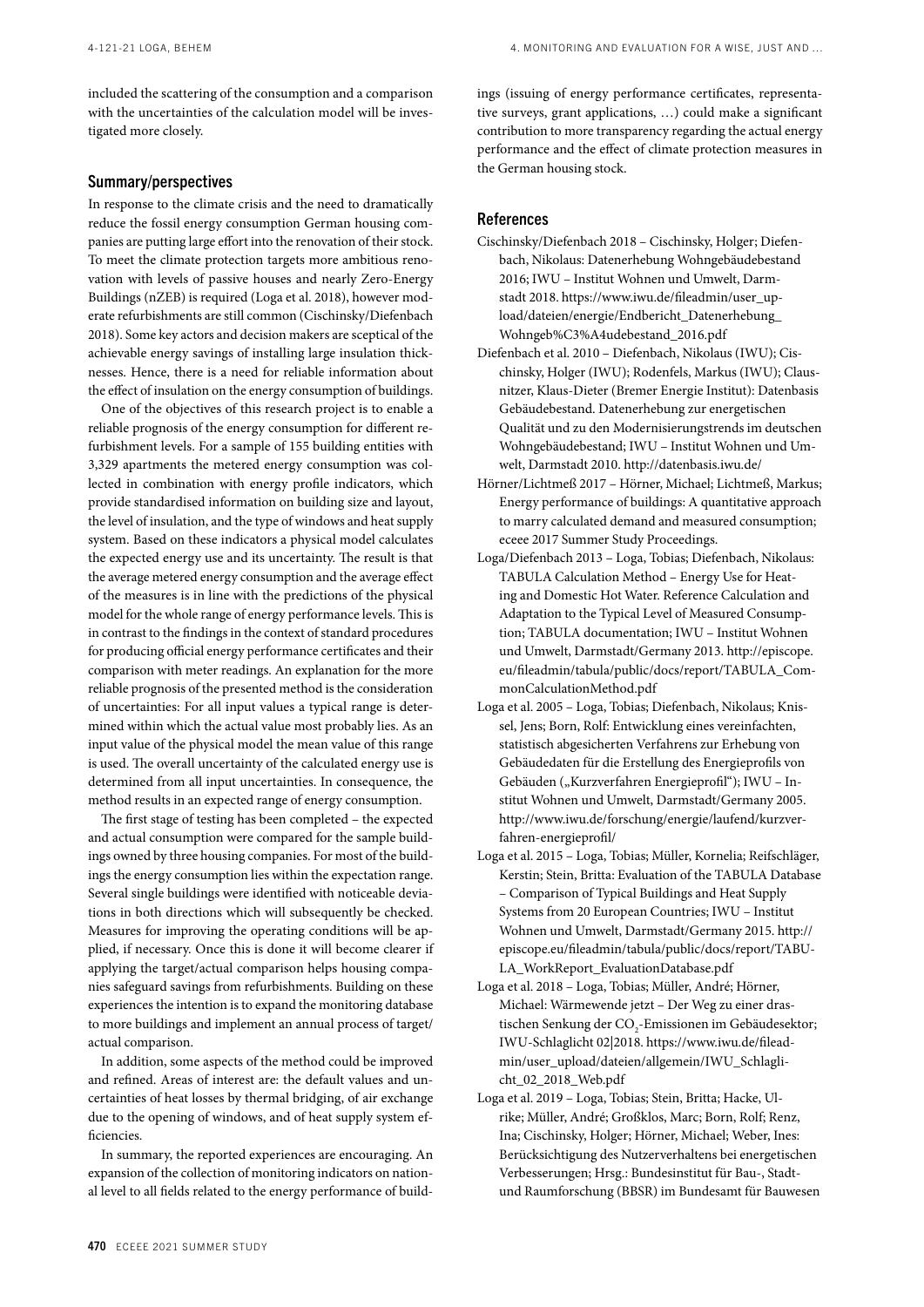included the scattering of the consumption and a comparison with the uncertainties of the calculation model will be investigated more closely.

### Summary/perspectives

In response to the climate crisis and the need to dramatically reduce the fossil energy consumption German housing companies are putting large effort into the renovation of their stock. To meet the climate protection targets more ambitious renovation with levels of passive houses and nearly Zero-Energy Buildings (nZEB) is required (Loga et al. 2018), however moderate refurbishments are still common (Cischinsky/Diefenbach 2018). Some key actors and decision makers are sceptical of the achievable energy savings of installing large insulation thicknesses. Hence, there is a need for reliable information about the effect of insulation on the energy consumption of buildings.

One of the objectives of this research project is to enable a reliable prognosis of the energy consumption for different refurbishment levels. For a sample of 155 building entities with 3,329 apartments the metered energy consumption was collected in combination with energy profile indicators, which provide standardised information on building size and layout, the level of insulation, and the type of windows and heat supply system. Based on these indicators a physical model calculates the expected energy use and its uncertainty. The result is that the average metered energy consumption and the average effect of the measures is in line with the predictions of the physical model for the whole range of energy performance levels. This is in contrast to the findings in the context of standard procedures for producing official energy performance certificates and their comparison with meter readings. An explanation for the more reliable prognosis of the presented method is the consideration of uncertainties: For all input values a typical range is determined within which the actual value most probably lies. As an input value of the physical model the mean value of this range is used. The overall uncertainty of the calculated energy use is determined from all input uncertainties. In consequence, the method results in an expected range of energy consumption.

The first stage of testing has been completed – the expected and actual consumption were compared for the sample buildings owned by three housing companies. For most of the buildings the energy consumption lies within the expectation range. Several single buildings were identified with noticeable deviations in both directions which will subsequently be checked. Measures for improving the operating conditions will be applied, if necessary. Once this is done it will become clearer if applying the target/actual comparison helps housing companies safeguard savings from refurbishments. Building on these experiences the intention is to expand the monitoring database to more buildings and implement an annual process of target/actual comparison.

In addition, some aspects of the method could be improved and refined. Areas of interest are: the default values and uncertainties of heat losses by thermal bridging, of air exchange due to the opening of windows, and of heat supply system efficiencies.

In summary, the reported experiences are encouraging. An expansion of the collection of monitoring indicators on national level to all fields related to the energy performance of buildings (issuing of energy performance certificates, representative surveys, grant applications, …) could make a significant contribution to more transparency regarding the actual energy performance and the effect of climate protection measures in the German housing stock.

### References

Cischinsky/Diefenbach 2018 – Cischinsky, Holger; Diefenbach, Nikolaus: Datenerhebung Wohngebäudebestand 2016; IWU – Institut Wohnen und Umwelt, Darmstadt 2018. https://www.iwu.de/fileadmin/user_upload/dateien/energie/Endbericht_Datenerhebung_Wohngeb%C3%A4udebestand_2016.pdf

Diefenbach et al. 2010 – Diefenbach, Nikolaus (IWU); Cischinsky, Holger (IWU); Rodenfels, Markus (IWU); Clausnitzer, Klaus-Dieter (Bremer Energie Institut): Datenbasis Gebäudebestand. Datenerhebung zur energetischen Qualität und zu den Modernisierungstrends im deutschen Wohngebäudebestand; IWU – Institut Wohnen und Umwelt, Darmstadt 2010. http://datenbasis.iwu.de/

Hörner/Lichtmeß 2017 – Hörner, Michael; Lichtmeß, Markus; Energy performance of buildings: A quantitative approach to marry calculated demand and measured consumption; eceee 2017 Summer Study Proceedings.

Loga/Diefenbach 2013 – Loga, Tobias; Diefenbach, Nikolaus: TABULA Calculation Method – Energy Use for Heating and Domestic Hot Water. Reference Calculation and Adaptation to the Typical Level of Measured Consumption; TABULA documentation; IWU – Institut Wohnen und Umwelt, Darmstadt/Germany 2013. http://episcope.eu/fileadmin/tabula/public/docs/report/TABULA_CommonCalculationMethod.pdf

Loga et al. 2005 – Loga, Tobias; Diefenbach, Nikolaus; Knissel, Jens; Born, Rolf: Entwicklung eines vereinfachten, statistisch abgesicherten Verfahrens zur Erhebung von Gebäudedaten für die Erstellung des Energieprofils von Gebäuden („Kurzverfahren Energieprofil"); IWU – Institut Wohnen und Umwelt, Darmstadt/Germany 2005. http://www.iwu.de/forschung/energie/laufend/kurzverfahren-energieprofil/

Loga et al. 2015 – Loga, Tobias; Müller, Kornelia; Reifschläger, Kerstin; Stein, Britta: Evaluation of the TABULA Database – Comparison of Typical Buildings and Heat Supply Systems from 20 European Countries; IWU – Institut Wohnen und Umwelt, Darmstadt/Germany 2015. http://episcope.eu/fileadmin/tabula/public/docs/report/TABULA_WorkReport_EvaluationDatabase.pdf

Loga et al. 2018 – Loga, Tobias; Müller, André; Hörner, Michael: Wärmewende jetzt – Der Weg zu einer drastischen Senkung der $CO_2$-Emissionen im Gebäudesektor; IWU-Schlaglicht 02|2018. https://www.iwu.de/fileadmin/user_upload/dateien/allgemein/IWU_Schlaglicht_02_2018_Web.pdf

Loga et al. 2019 – Loga, Tobias; Stein, Britta; Hacke, Ulrike; Müller, André; Großklos, Marc; Born, Rolf; Renz, Ina; Cischinsky, Holger; Hörner, Michael; Weber, Ines: Berücksichtigung des Nutzerverhaltens bei energetischen Verbesserungen; Hrsg.: Bundesinstitut für Bau-, Stadt- und Raumforschung (BBSR) im Bundesamt für Bauwesen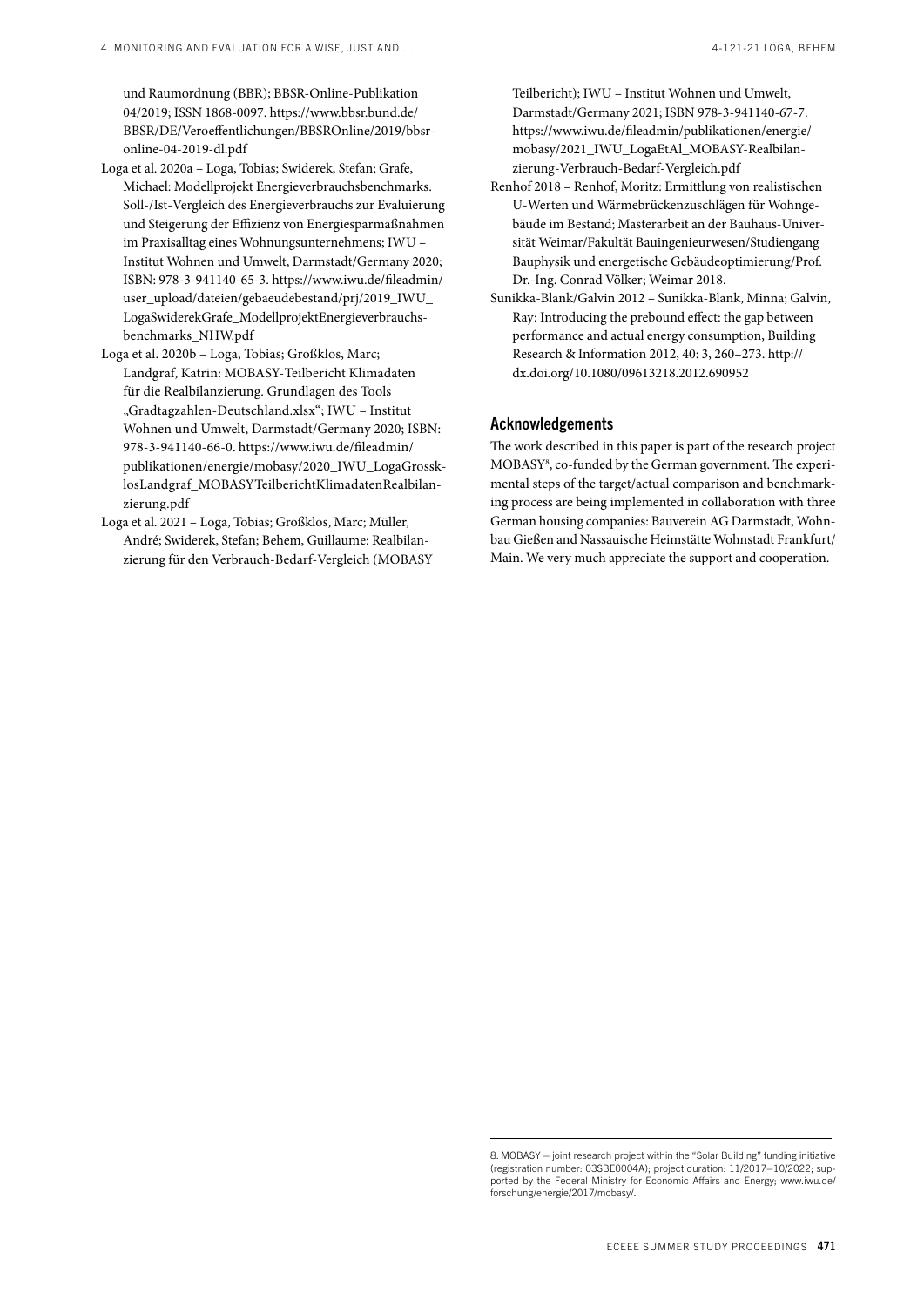und Raumordnung (BBR); BBSR-Online-Publikation 04/2019; ISSN 1868-0097. https://www.bbsr.bund.de/BBSR/DE/Veroeffentlichungen/BBSROnline/2019/bbsr-online-04-2019-dl.pdf

Loga et al. 2020a – Loga, Tobias; Swiderek, Stefan; Grafe, Michael: Modellprojekt Energieverbrauchsbenchmarks. Soll-/Ist-Vergleich des Energieverbrauchs zur Evaluierung und Steigerung der Effizienz von Energiesparmaßnahmen im Praxisalltag eines Wohnungsunternehmens; IWU – Institut Wohnen und Umwelt, Darmstadt/Germany 2020; ISBN: 978-3-941140-65-3. https://www.iwu.de/fileadmin/user_upload/dateien/gebaeudebestand/prj/2019_IWU_LogaSwiderekGrafe_ModellprojektEnergieverbrauchsbenchmarks_NHW.pdf

Loga et al. 2020b – Loga, Tobias; Großklos, Marc; Landgraf, Katrin: MOBASY-Teilbericht Klimadaten für die Realbilanzierung. Grundlagen des Tools „Gradtagzahlen-Deutschland.xlsx"; IWU – Institut Wohnen und Umwelt, Darmstadt/Germany 2020; ISBN: 978-3-941140-66-0. https://www.iwu.de/fileadmin/publikationen/energie/mobasy/2020_IWU_LogaGrossklosLandgraf_MOBASYTeilberichtKlimadatenRealbilanzierung.pdf

Loga et al. 2021 – Loga, Tobias; Großklos, Marc; Müller, André; Swiderek, Stefan; Behem, Guillaume: Realbilanzierung für den Verbrauch-Bedarf-Vergleich (MOBASY Teilbericht); IWU – Institut Wohnen und Umwelt, Darmstadt/Germany 2021; ISBN 978-3-941140-67-7. https://www.iwu.de/fileadmin/publikationen/energie/mobasy/2021_IWU_LogaEtAl_MOBASY-Realbilanzierung-Verbrauch-Bedarf-Vergleich.pdf

Renhof 2018 – Renhof, Moritz: Ermittlung von realistischen U-Werten und Wärmebrückenzuschlägen für Wohngebäude im Bestand; Masterarbeit an der Bauhaus-Universität Weimar/Fakultät Bauingenieurwesen/Studiengang Bauphysik und energetische Gebäudeoptimierung/Prof. Dr.-Ing. Conrad Völker; Weimar 2018.

Sunikka-Blank/Galvin 2012 – Sunikka-Blank, Minna; Galvin, Ray: Introducing the prebound effect: the gap between performance and actual energy consumption, Building Research & Information 2012, 40: 3, 260–273. http://dx.doi.org/10.1080/09613218.2012.690952

## Acknowledgements

The work described in this paper is part of the research project MOBASY[8], co-funded by the German government. The experimental steps of the target/actual comparison and benchmarking process are being implemented in collaboration with three German housing companies: Bauverein AG Darmstadt, Wohnbau Gießen and Nassauische Heimstätte Wohnstadt Frankfurt/Main. We very much appreciate the support and cooperation.

8. MOBASY – joint research project within the "Solar Building" funding initiative (registration number: 03SBE0004A); project duration: 11/2017–10/2022; supported by the Federal Ministry for Economic Affairs and Energy; www.iwu.de/forschung/energie/2017/mobasy/.